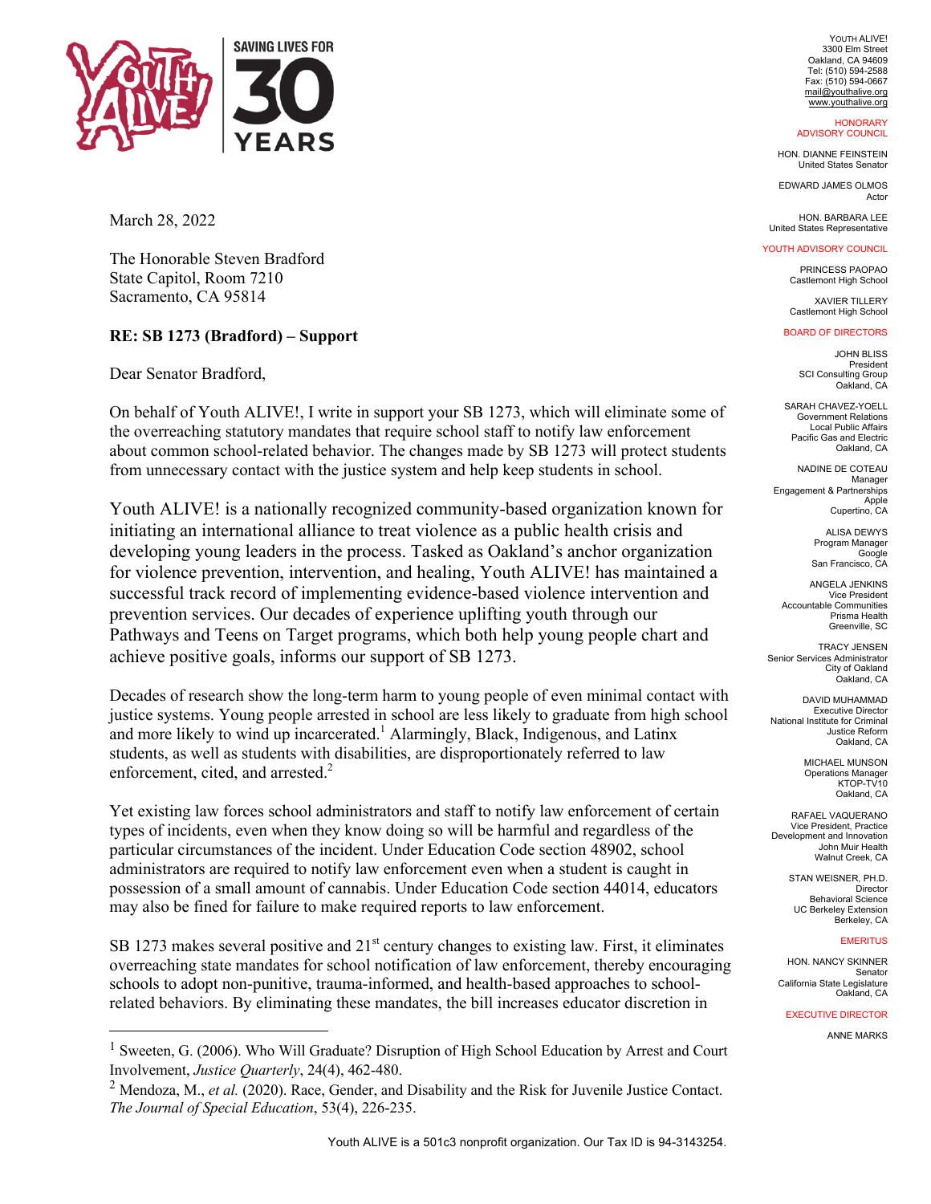SAVING LIVES FOR 30 YEARS

YOUTH ALIVE!
3300 Elm Street
Oakland, CA 94609
Tel: (510) 594-2588
Fax: (510) 594-0667
mail@youthalive.org
www.youthalive.org

HONORARY ADVISORY COUNCIL

HON. DIANNE FEINSTEIN
United States Senator

EDWARD JAMES OLMOS
Actor

HON. BARBARA LEE
United States Representative

YOUTH ADVISORY COUNCIL

PRINCESS PAOPAO
Castlemont High School

XAVIER TILLERY
Castlemont High School

BOARD OF DIRECTORS

JOHN BLISS
President
SCI Consulting Group
Oakland, CA

SARAH CHAVEZ-YOELL
Government Relations
Local Public Affairs
Pacific Gas and Electric
Oakland, CA

NADINE DE COTEAU
Manager
Engagement & Partnerships
Apple
Cupertino, CA

ALISA DEWYS
Program Manager
Google
San Francisco, CA

ANGELA JENKINS
Vice President
Accountable Communities
Prisma Health
Greenville, SC

TRACY JENSEN
Senior Services Administrator
City of Oakland
Oakland, CA

DAVID MUHAMMAD
Executive Director
National Institute for Criminal Justice Reform
Oakland, CA

MICHAEL MUNSON
Operations Manager
KTOP-TV10
Oakland, CA

RAFAEL VAQUERANO
Vice President, Practice Development and Innovation
John Muir Health
Walnut Creek, CA

STAN WEISNER, PH.D.
Director
Behavioral Science
UC Berkeley Extension
Berkeley, CA

EMERITUS

HON. NANCY SKINNER
Senator
California State Legislature
Oakland, CA

EXECUTIVE DIRECTOR

ANNE MARKS

March 28, 2022

The Honorable Steven Bradford
State Capitol, Room 7210
Sacramento, CA 95814

**RE: SB 1273 (Bradford) – Support**

Dear Senator Bradford,

On behalf of Youth ALIVE!, I write in support your SB 1273, which will eliminate some of the overreaching statutory mandates that require school staff to notify law enforcement about common school-related behavior. The changes made by SB 1273 will protect students from unnecessary contact with the justice system and help keep students in school.

Youth ALIVE! is a nationally recognized community-based organization known for initiating an international alliance to treat violence as a public health crisis and developing young leaders in the process. Tasked as Oakland's anchor organization for violence prevention, intervention, and healing, Youth ALIVE! has maintained a successful track record of implementing evidence-based violence intervention and prevention services. Our decades of experience uplifting youth through our Pathways and Teens on Target programs, which both help young people chart and achieve positive goals, informs our support of SB 1273.

Decades of research show the long-term harm to young people of even minimal contact with justice systems. Young people arrested in school are less likely to graduate from high school and more likely to wind up incarcerated.[1] Alarmingly, Black, Indigenous, and Latinx students, as well as students with disabilities, are disproportionately referred to law enforcement, cited, and arrested.[2]

Yet existing law forces school administrators and staff to notify law enforcement of certain types of incidents, even when they know doing so will be harmful and regardless of the particular circumstances of the incident. Under Education Code section 48902, school administrators are required to notify law enforcement even when a student is caught in possession of a small amount of cannabis. Under Education Code section 44014, educators may also be fined for failure to make required reports to law enforcement.

SB 1273 makes several positive and 21st century changes to existing law. First, it eliminates overreaching state mandates for school notification of law enforcement, thereby encouraging schools to adopt non-punitive, trauma-informed, and health-based approaches to school-related behaviors. By eliminating these mandates, the bill increases educator discretion in

[1] Sweeten, G. (2006). Who Will Graduate? Disruption of High School Education by Arrest and Court Involvement, *Justice Quarterly*, 24(4), 462-480.

[2] Mendoza, M., *et al.* (2020). Race, Gender, and Disability and the Risk for Juvenile Justice Contact. *The Journal of Special Education*, 53(4), 226-235.

Youth ALIVE is a 501c3 nonprofit organization. Our Tax ID is 94-3143254.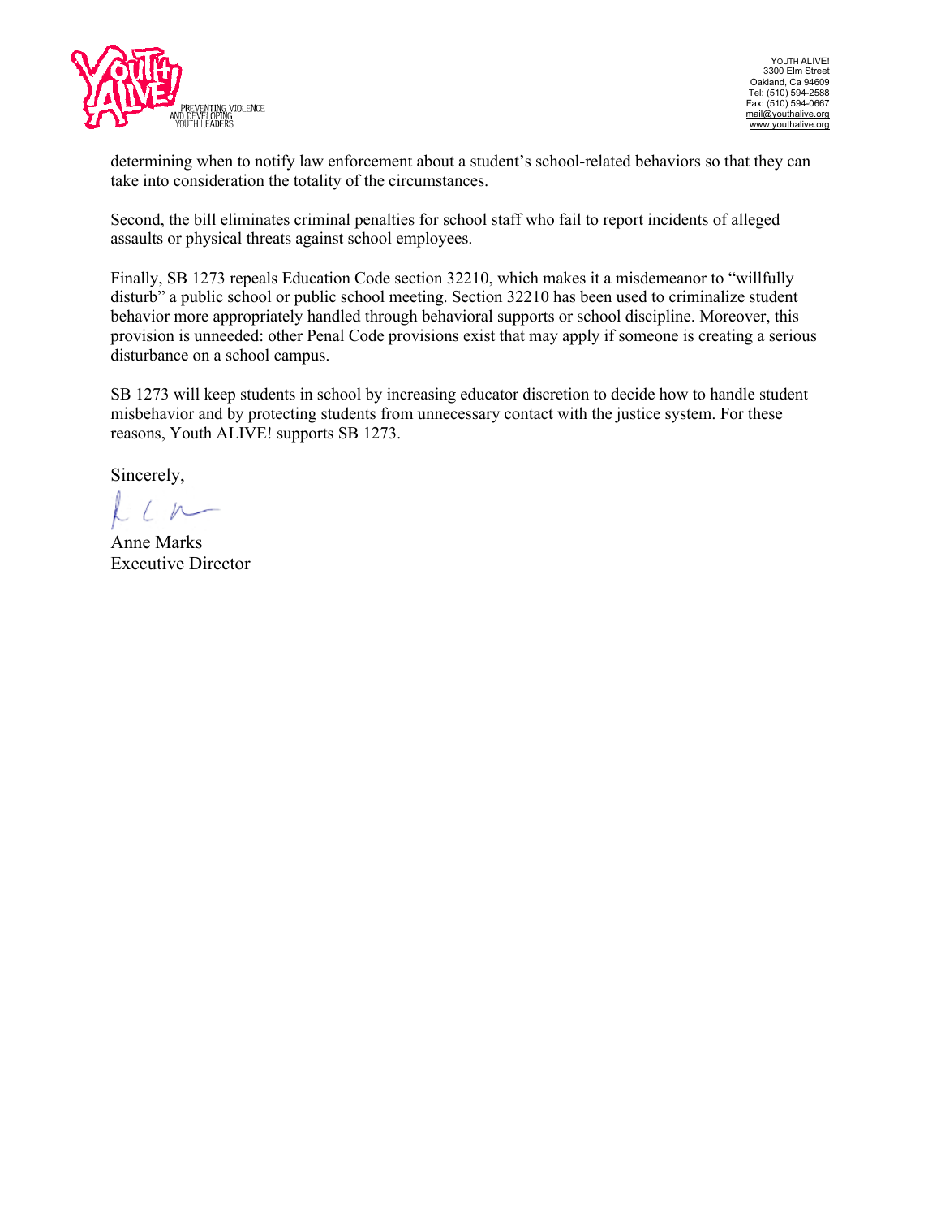YOUTH ALIVE!
3300 Elm Street
Oakland, Ca 94609
Tel: (510) 594-2588
Fax: (510) 594-0667
mail@youthalive.org
www.youthalive.org

determining when to notify law enforcement about a student's school-related behaviors so that they can take into consideration the totality of the circumstances.

Second, the bill eliminates criminal penalties for school staff who fail to report incidents of alleged assaults or physical threats against school employees.

Finally, SB 1273 repeals Education Code section 32210, which makes it a misdemeanor to "willfully disturb" a public school or public school meeting. Section 32210 has been used to criminalize student behavior more appropriately handled through behavioral supports or school discipline. Moreover, this provision is unneeded: other Penal Code provisions exist that may apply if someone is creating a serious disturbance on a school campus.

SB 1273 will keep students in school by increasing educator discretion to decide how to handle student misbehavior and by protecting students from unnecessary contact with the justice system. For these reasons, Youth ALIVE! supports SB 1273.

Sincerely,

Anne Marks
Executive Director